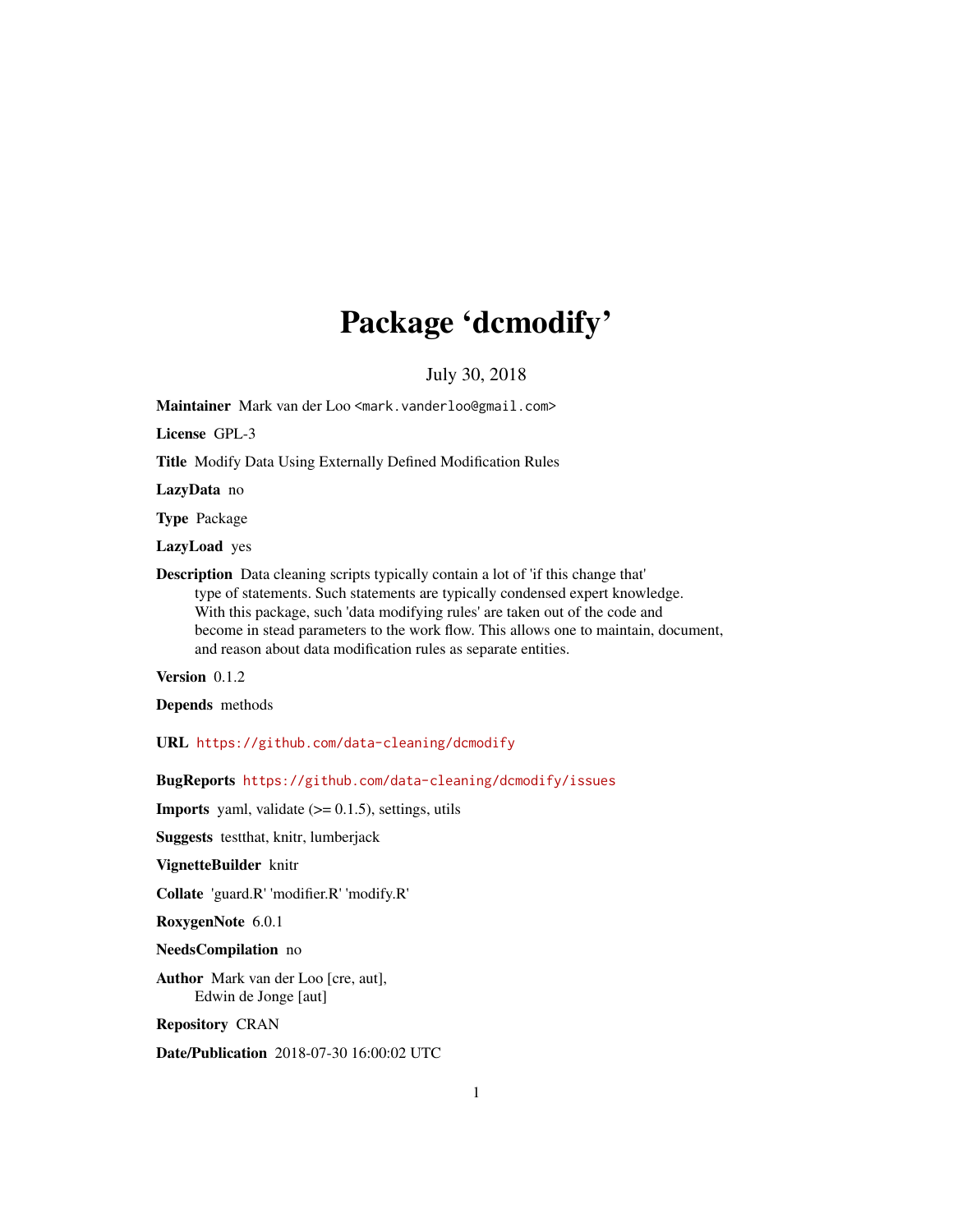# Package 'dcmodify'

July 30, 2018

**Maintainer** Mark van der Loo <mark.vanderloo@gmail.com>

**License** GPL-3

**Title** Modify Data Using Externally Defined Modification Rules

**LazyData** no

**Type** Package

**LazyLoad** yes

**Description** Data cleaning scripts typically contain a lot of 'if this change that' type of statements. Such statements are typically condensed expert knowledge. With this package, such 'data modifying rules' are taken out of the code and become in stead parameters to the work flow. This allows one to maintain, document, and reason about data modification rules as separate entities.

**Version** 0.1.2

**Depends** methods

**URL** https://github.com/data-cleaning/dcmodify

**BugReports** https://github.com/data-cleaning/dcmodify/issues

**Imports** yaml, validate (>= 0.1.5), settings, utils

**Suggests** testthat, knitr, lumberjack

**VignetteBuilder** knitr

**Collate** 'guard.R' 'modifier.R' 'modify.R'

**RoxygenNote** 6.0.1

**NeedsCompilation** no

**Author** Mark van der Loo [cre, aut],
Edwin de Jonge [aut]

**Repository** CRAN

**Date/Publication** 2018-07-30 16:00:02 UTC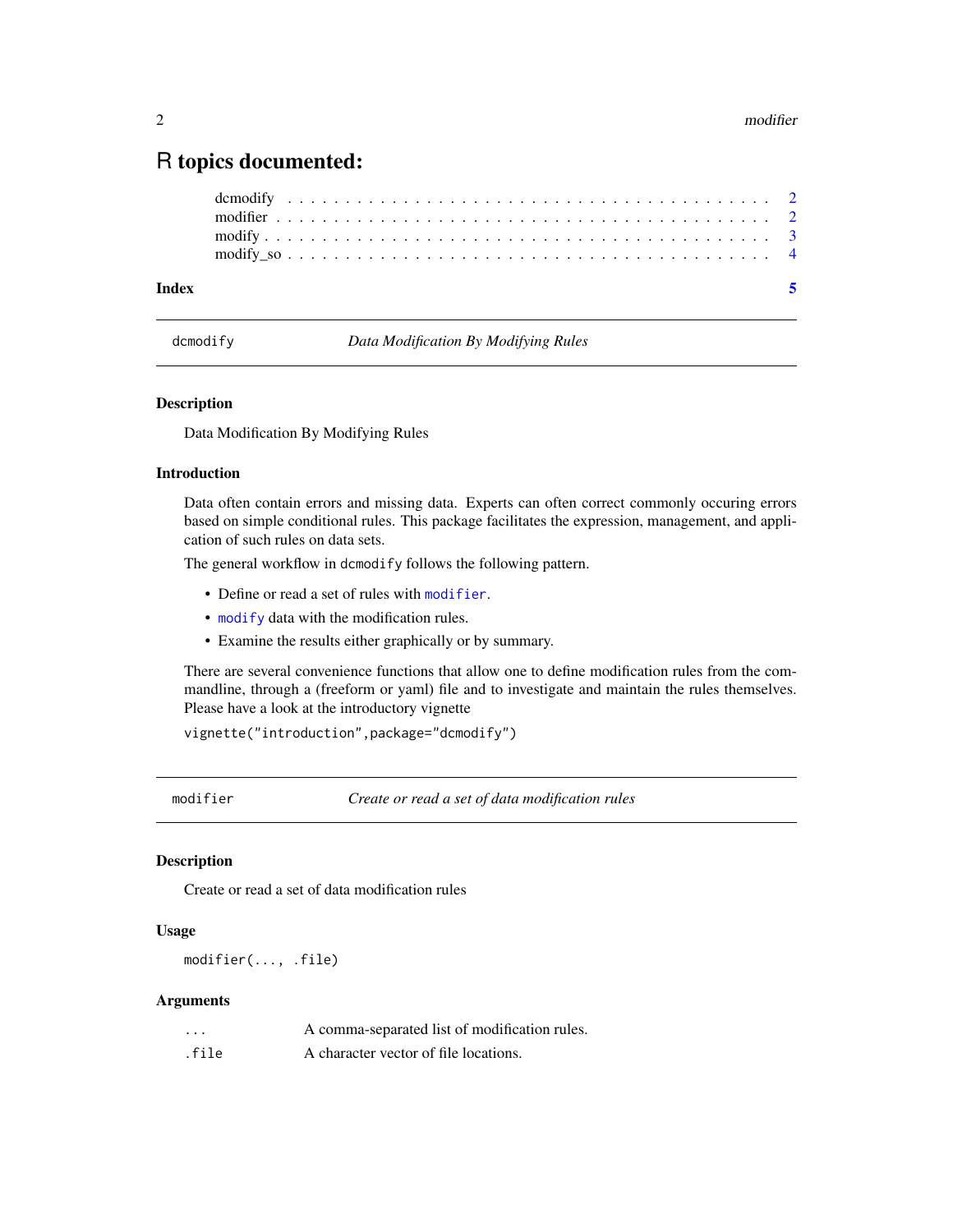# R topics documented:

dcmodify . . . . . . . . . . . . . . . . . . . . . . . . . . . . . . . . . . . . . . . . 2
modifier . . . . . . . . . . . . . . . . . . . . . . . . . . . . . . . . . . . . . . . . 2
modify . . . . . . . . . . . . . . . . . . . . . . . . . . . . . . . . . . . . . . . . . 3
modify_so . . . . . . . . . . . . . . . . . . . . . . . . . . . . . . . . . . . . . . . 4

**Index** 5

---

## dcmodify — *Data Modification By Modifying Rules*

### Description

Data Modification By Modifying Rules

### Introduction

Data often contain errors and missing data. Experts can often correct commonly occuring errors based on simple conditional rules. This package facilitates the expression, management, and application of such rules on data sets.

The general workflow in `dcmodify` follows the following pattern.

- Define or read a set of rules with `modifier`.
- `modify` data with the modification rules.
- Examine the results either graphically or by summary.

There are several convenience functions that allow one to define modification rules from the commandline, through a (freeform or yaml) file and to investigate and maintain the rules themselves. Please have a look at the introductory vignette

```
vignette("introduction",package="dcmodify")
```

---

## modifier — *Create or read a set of data modification rules*

### Description

Create or read a set of data modification rules

### Usage

```
modifier(..., .file)
```

### Arguments

| | |
|---|---|
| `...` | A comma-separated list of modification rules. |
| `.file` | A character vector of file locations. |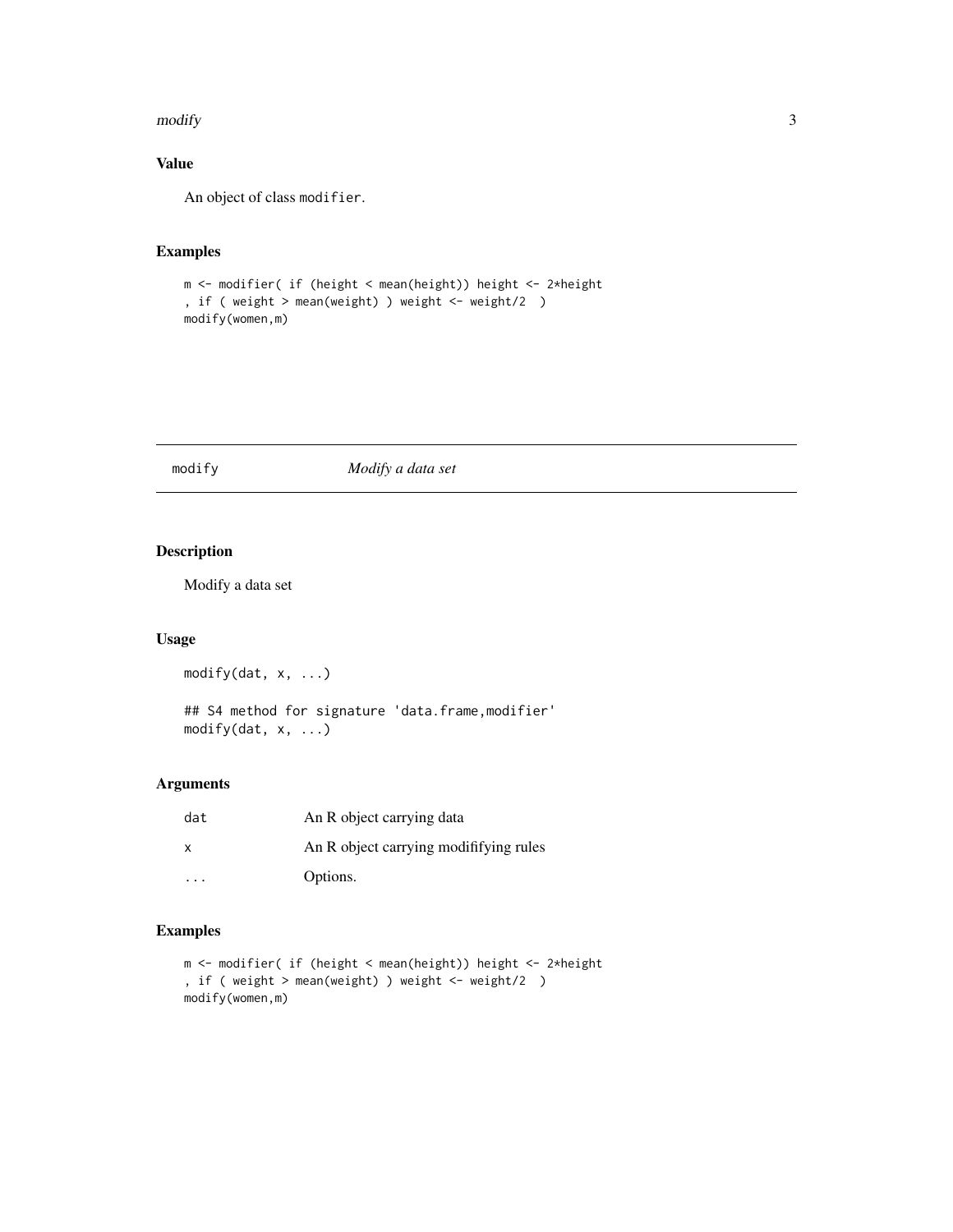## Value

An object of class `modifier`.

## Examples

```
m <- modifier( if (height < mean(height)) height <- 2*height
, if ( weight > mean(weight) ) weight <- weight/2  )
modify(women,m)
```

---

# modify    *Modify a data set*

## Description

Modify a data set

## Usage

```
modify(dat, x, ...)

## S4 method for signature 'data.frame,modifier'
modify(dat, x, ...)
```

## Arguments

| | |
|---|---|
| `dat` | An R object carrying data |
| `x` | An R object carrying modififying rules |
| `...` | Options. |

## Examples

```
m <- modifier( if (height < mean(height)) height <- 2*height
, if ( weight > mean(weight) ) weight <- weight/2  )
modify(women,m)
```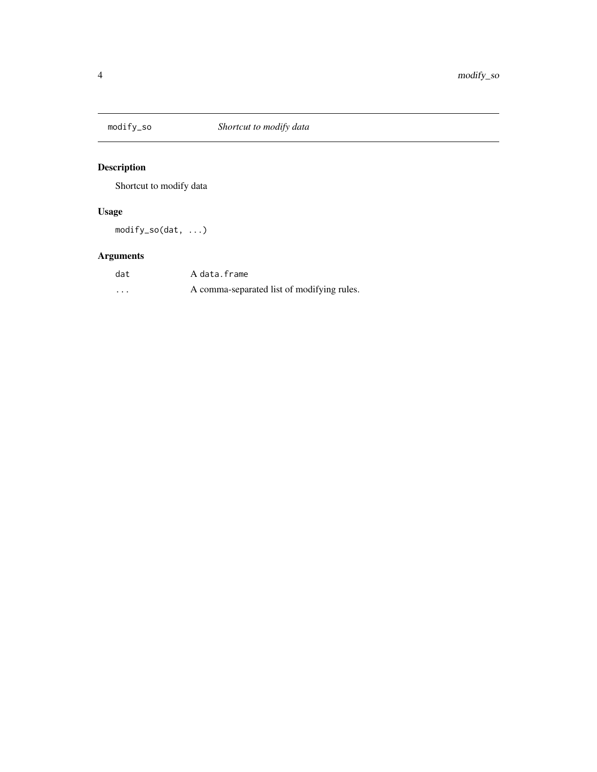## modify_so — *Shortcut to modify data*

### Description

Shortcut to modify data

### Usage

```
modify_so(dat, ...)
```

### Arguments

| | |
|---|---|
| dat | A `data.frame` |
| ... | A comma-separated list of modifying rules. |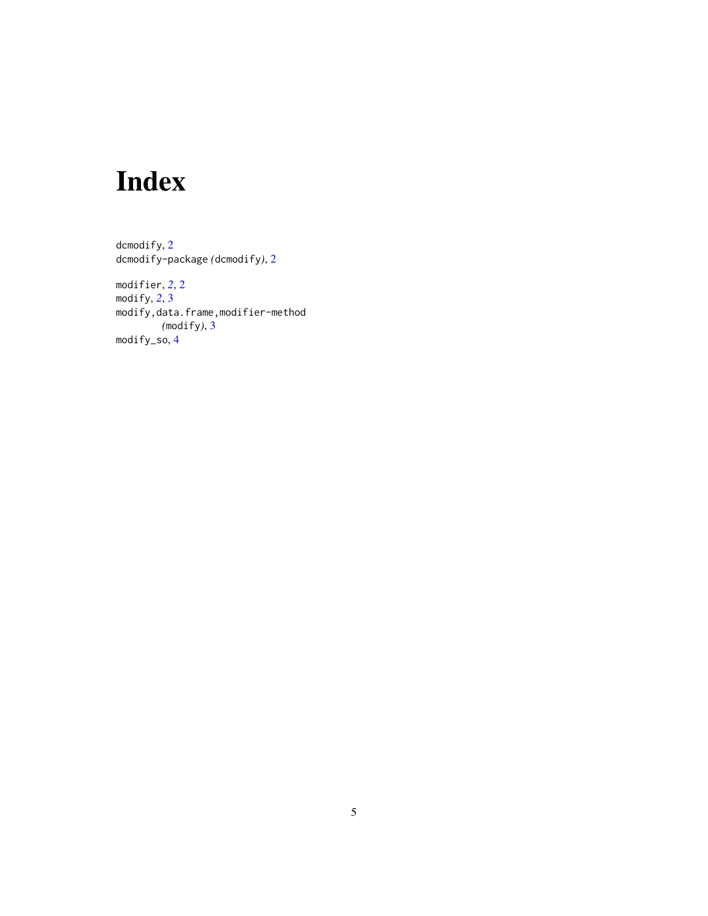# Index

dcmodify, 2
dcmodify-package (dcmodify), 2

modifier, *2*, 2
modify, *2*, 3
modify,data.frame,modifier-method
        (modify), 3
modify_so, 4